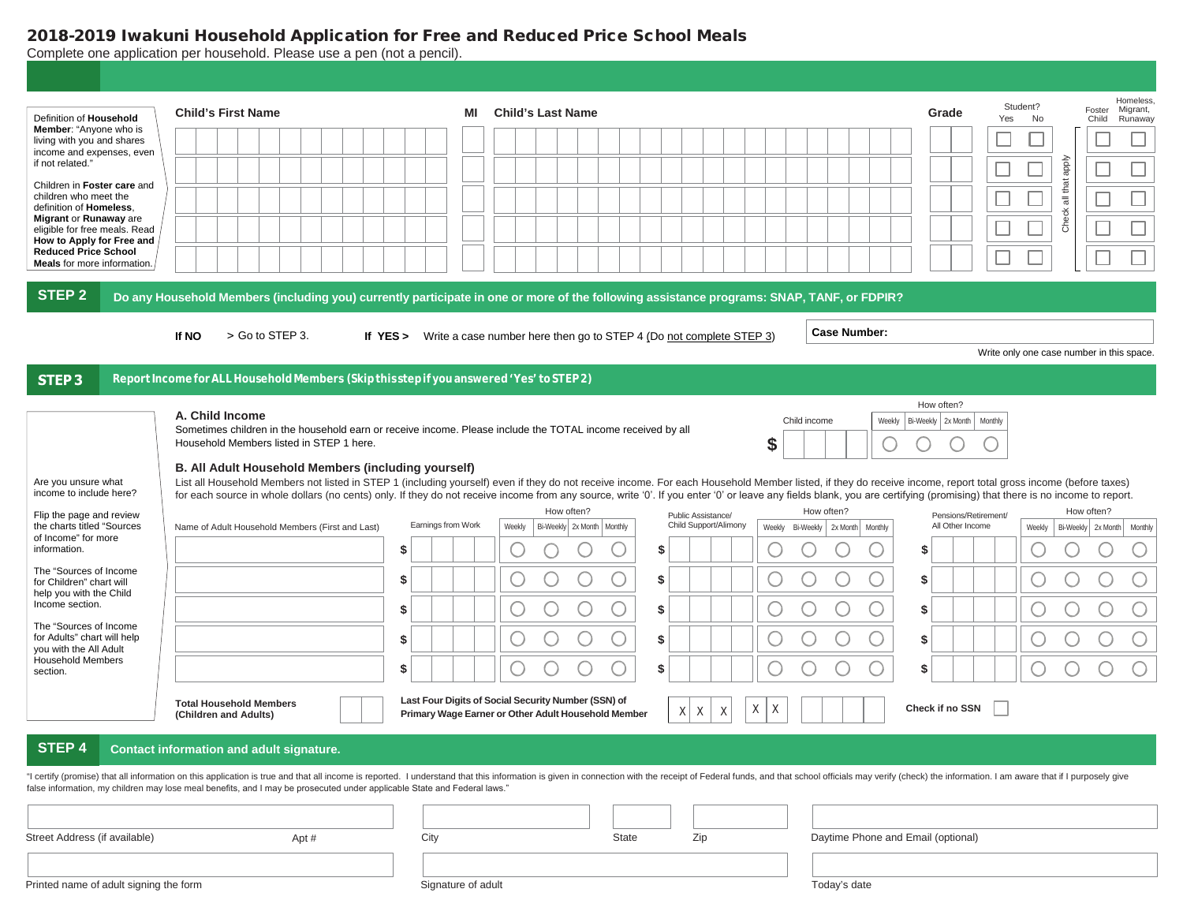# 2018-2019 Iwakuni Household Application for Free and Reduced Price School Meals

Complete one application per household. Please use a pen (not a pencil).

Definition of **Household Member**: "Anyone who is living with you and shares income and expenses, even if not related."

Children in **Foster care** and children who meet the definition of **Homeless**, **Migrant** or **Runaway** are eligible for free meals. Read **How to Apply for Free and Reduced Price School Meals** for more information.

| Child's First Name | MI | Child's Last Name | Grade | Student? Yes | Student? No | Foster Child | Homeless, Migrant, Runaway |
|---|---|---|---|---|---|---|---|
| | | | | ☐ | ☐ | ☐ | ☐ |
| | | | | ☐ | ☐ | ☐ | ☐ |
| | | | | ☐ | ☐ | ☐ | ☐ |
| | | | | ☐ | ☐ | ☐ | ☐ |
| | | | | ☐ | ☐ | ☐ | ☐ |

Check all that apply

## STEP 2 Do any Household Members (including you) currently participate in one or more of the following assistance programs: SNAP, TANF, or FDPIR?

**If NO** > Go to STEP 3. **If YES >** Write a case number here then go to STEP 4 (Do not complete STEP 3)

**Case Number:**

Write only one case number in this space.

## STEP 3 Report Income for ALL Household Members (Skip this step if you answered 'Yes' to STEP 2)

Are you unsure what income to include here?

Flip the page and review the charts titled "Sources of Income" for more information.

The "Sources of Income for Children" chart will help you with the Child Income section.

The "Sources of Income for Adults" chart will help you with the All Adult Household Members section.

### A. Child Income

Sometimes children in the household earn or receive income. Please include the TOTAL income received by all Household Members listed in STEP 1 here.

| Child income | How often? Weekly | Bi-Weekly | 2x Month | Monthly |
|---|---|---|---|---|
| $ | ○ | ○ | ○ | ○ |

### B. All Adult Household Members (including yourself)

List all Household Members not listed in STEP 1 (including yourself) even if they do not receive income. For each Household Member listed, if they do receive income, report total gross income (before taxes) for each source in whole dollars (no cents) only. If they do not receive income from any source, write '0'. If you enter '0' or leave any fields blank, you are certifying (promising) that there is no income to report.

| Name of Adult Household Members (First and Last) | Earnings from Work | Weekly | Bi-Weekly | 2x Month | Monthly | Public Assistance/ Child Support/Alimony | Weekly | Bi-Weekly | 2x Month | Monthly | Pensions/Retirement/ All Other Income | Weekly | Bi-Weekly | 2x Month | Monthly |
|---|---|---|---|---|---|---|---|---|---|---|---|---|---|---|---|
| | $ | ○ | ○ | ○ | ○ | $ | ○ | ○ | ○ | ○ | $ | ○ | ○ | ○ | ○ |
| | $ | ○ | ○ | ○ | ○ | $ | ○ | ○ | ○ | ○ | $ | ○ | ○ | ○ | ○ |
| | $ | ○ | ○ | ○ | ○ | $ | ○ | ○ | ○ | ○ | $ | ○ | ○ | ○ | ○ |
| | $ | ○ | ○ | ○ | ○ | $ | ○ | ○ | ○ | ○ | $ | ○ | ○ | ○ | ○ |
| | $ | ○ | ○ | ○ | ○ | $ | ○ | ○ | ○ | ○ | $ | ○ | ○ | ○ | ○ |

**Total Household Members (Children and Adults)**

**Last Four Digits of Social Security Number (SSN) of Primary Wage Earner or Other Adult Household Member** X X X - X X - _ _ _ _

**Check if no SSN** ☐

## STEP 4 Contact information and adult signature.

"I certify (promise) that all information on this application is true and that all income is reported. I understand that this information is given in connection with the receipt of Federal funds, and that school officials may verify (check) the information. I am aware that if I purposely give false information, my children may lose meal benefits, and I may be prosecuted under applicable State and Federal laws."

Street Address (if available) | Apt # | City | State | Zip | Daytime Phone and Email (optional)

Printed name of adult signing the form | Signature of adult | Today's date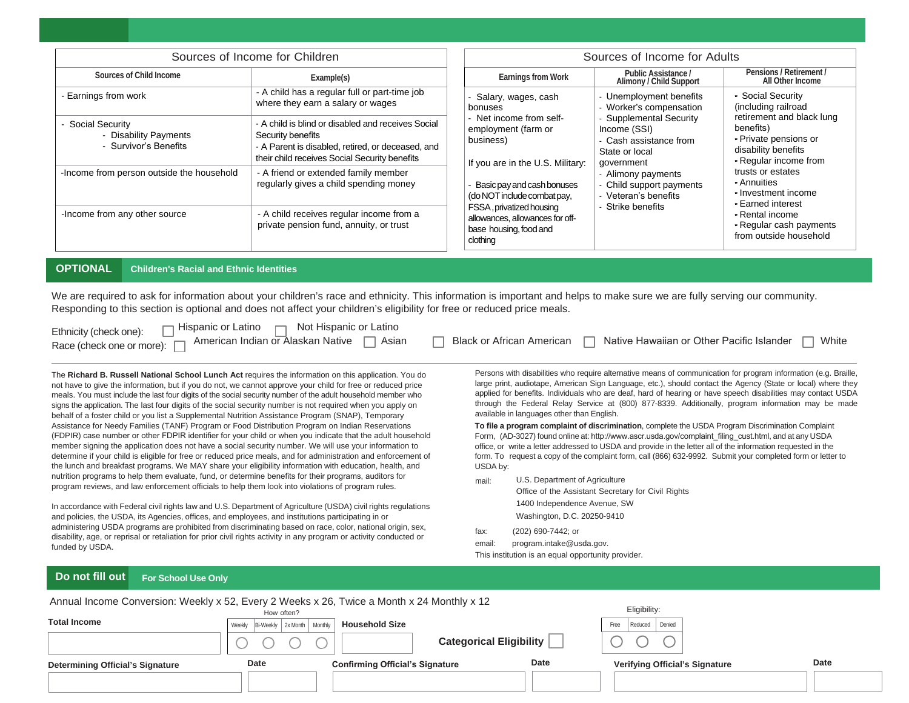## Sources of Income for Children

| Sources of Child Income | Example(s) |
|---|---|
| - Earnings from work | - A child has a regular full or part-time job where they earn a salary or wages |
| - Social Security<br>- Disability Payments<br>- Survivor's Benefits | - A child is blind or disabled and receives Social Security benefits<br>- A Parent is disabled, retired, or deceased, and their child receives Social Security benefits |
| -Income from person outside the household | - A friend or extended family member regularly gives a child spending money |
| -Income from any other source | - A child receives regular income from a private pension fund, annuity, or trust |

## Sources of Income for Adults

| Earnings from Work | Public Assistance / Alimony / Child Support | Pensions / Retirement / All Other Income |
|---|---|---|
| - Salary, wages, cash bonuses<br>- Net income from self-employment (farm or business)<br><br>If you are in the U.S. Military:<br><br>- Basic pay and cash bonuses (do NOT include combat pay, FSSA, privatized housing allowances, allowances for off-base housing, food and clothing | - Unemployment benefits<br>- Worker's compensation<br>- Supplemental Security Income (SSI)<br>- Cash assistance from State or local government<br>- Alimony payments<br>- Child support payments<br>- Veteran's benefits<br>- Strike benefits | - Social Security (including railroad retirement and black lung benefits)<br>- Private pensions or disability benefits<br>- Regular income from trusts or estates<br>- Annuities<br>- Investment income<br>- Earned interest<br>- Rental income<br>- Regular cash payments from outside household |

## OPTIONAL Children's Racial and Ethnic Identities

We are required to ask for information about your children's race and ethnicity. This information is important and helps to make sure we are fully serving our community. Responding to this section is optional and does not affect your children's eligibility for free or reduced price meals.

Ethnicity (check one): ☐ Hispanic or Latino ☐ Not Hispanic or Latino

Race (check one or more): ☐ American Indian or Alaskan Native ☐ Asian ☐ Black or African American ☐ Native Hawaiian or Other Pacific Islander ☐ White

The **Richard B. Russell National School Lunch Act** requires the information on this application. You do not have to give the information, but if you do not, we cannot approve your child for free or reduced price meals. You must include the last four digits of the social security number of the adult household member who signs the application. The last four digits of the social security number is not required when you apply on behalf of a foster child or you list a Supplemental Nutrition Assistance Program (SNAP), Temporary Assistance for Needy Families (TANF) Program or Food Distribution Program on Indian Reservations (FDPIR) case number or other FDPIR identifier for your child or when you indicate that the adult household member signing the application does not have a social security number. We will use your information to determine if your child is eligible for free or reduced price meals, and for administration and enforcement of the lunch and breakfast programs. We MAY share your eligibility information with education, health, and nutrition programs to help them evaluate, fund, or determine benefits for their programs, auditors for program reviews, and law enforcement officials to help them look into violations of program rules.

In accordance with Federal civil rights law and U.S. Department of Agriculture (USDA) civil rights regulations and policies, the USDA, its Agencies, offices, and employees, and institutions participating in or administering USDA programs are prohibited from discriminating based on race, color, national origin, sex, disability, age, or reprisal or retaliation for prior civil rights activity in any program or activity conducted or funded by USDA.

Persons with disabilities who require alternative means of communication for program information (e.g. Braille, large print, audiotape, American Sign Language, etc.), should contact the Agency (State or local) where they applied for benefits. Individuals who are deaf, hard of hearing or have speech disabilities may contact USDA through the Federal Relay Service at (800) 877-8339. Additionally, program information may be made available in languages other than English.

**To file a program complaint of discrimination**, complete the USDA Program Discrimination Complaint Form, (AD-3027) found online at: http://www.ascr.usda.gov/complaint_filing_cust.html, and at any USDA office, or write a letter addressed to USDA and provide in the letter all of the information requested in the form. To request a copy of the complaint form, call (866) 632-9992. Submit your completed form or letter to USDA by:

mail: U.S. Department of Agriculture
Office of the Assistant Secretary for Civil Rights
1400 Independence Avenue, SW
Washington, D.C. 20250-9410

fax: (202) 690-7442; or

email: program.intake@usda.gov.

This institution is an equal opportunity provider.

## Do not fill out For School Use Only

Annual Income Conversion: Weekly x 52, Every 2 Weeks x 26, Twice a Month x 24 Monthly x 12

**Total Income** ______ How often? ○ Weekly ○ Bi-Weekly ○ 2x Month ○ Monthly

**Household Size** ______

**Categorical Eligibility** ☐

Eligibility: ○ Free ○ Reduced ○ Denied

**Determining Official's Signature** ______ **Date** ______

**Confirming Official's Signature** ______ **Date** ______

**Verifying Official's Signature** ______ **Date** ______